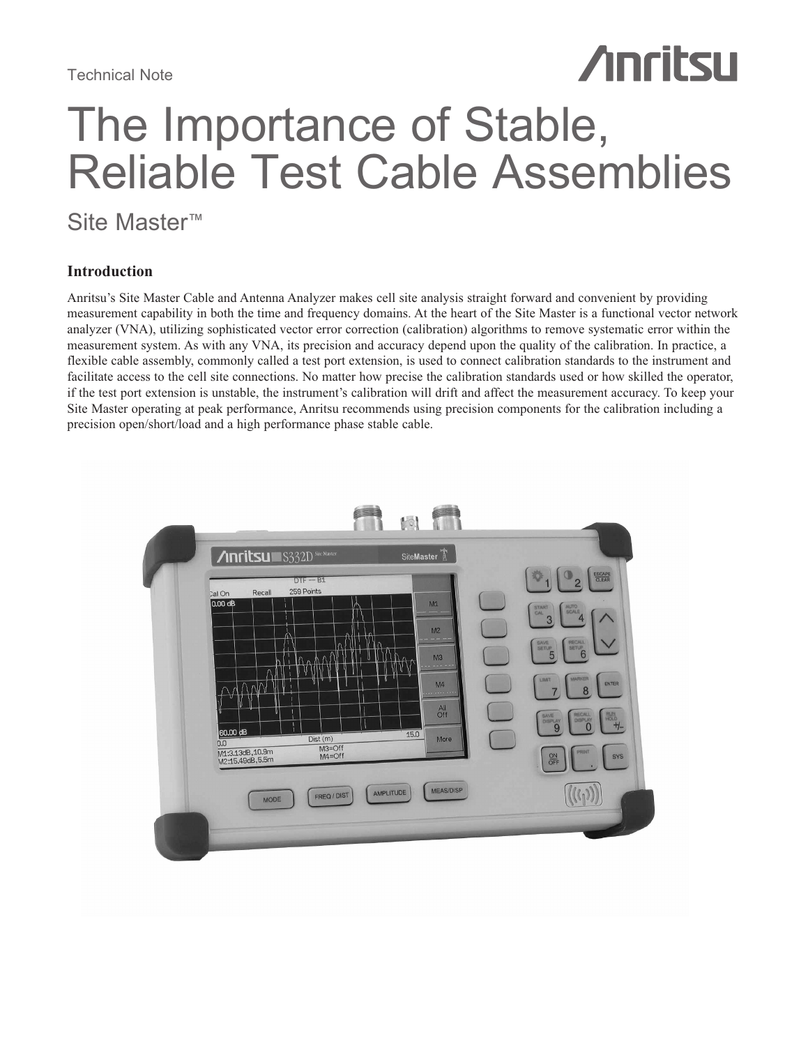Technical Note

# The Importance of Stable, Reliable Test Cable Assemblies

## Site Master™

### Introduction

Anritsu's Site Master Cable and Antenna Analyzer makes cell site analysis straight forward and convenient by providing measurement capability in both the time and frequency domains. At the heart of the Site Master is a functional vector network analyzer (VNA), utilizing sophisticated vector error correction (calibration) algorithms to remove systematic error within the measurement system. As with any VNA, its precision and accuracy depend upon the quality of the calibration. In practice, a flexible cable assembly, commonly called a test port extension, is used to connect calibration standards to the instrument and facilitate access to the cell site connections. No matter how precise the calibration standards used or how skilled the operator, if the test port extension is unstable, the instrument's calibration will drift and affect the measurement accuracy. To keep your Site Master operating at peak performance, Anritsu recommends using precision components for the calibration including a precision open/short/load and a high performance phase stable cable.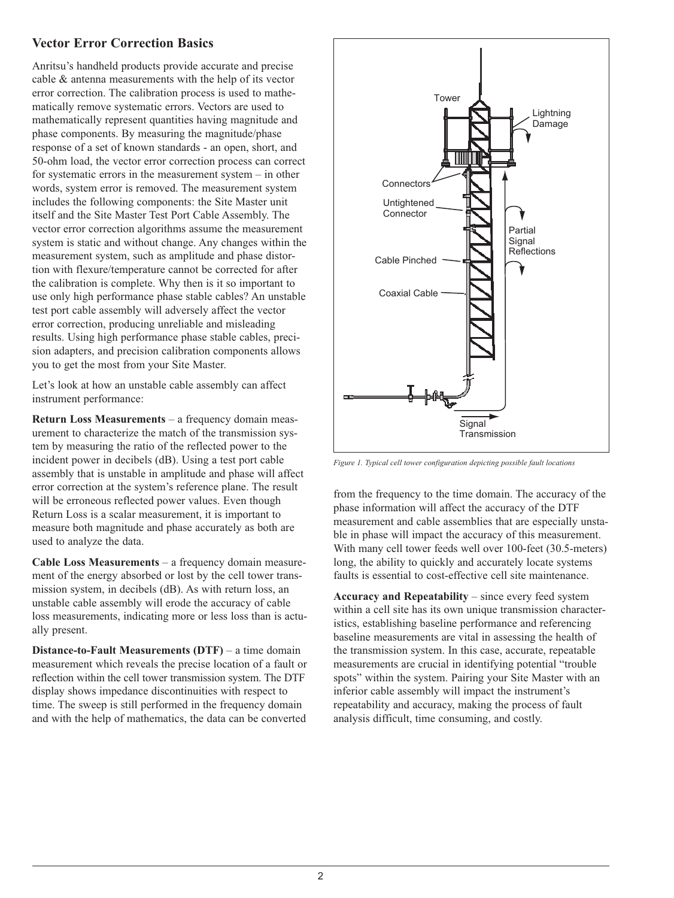## Vector Error Correction Basics

Anritsu's handheld products provide accurate and precise cable & antenna measurements with the help of its vector error correction. The calibration process is used to mathematically remove systematic errors. Vectors are used to mathematically represent quantities having magnitude and phase components. By measuring the magnitude/phase response of a set of known standards - an open, short, and 50-ohm load, the vector error correction process can correct for systematic errors in the measurement system – in other words, system error is removed. The measurement system includes the following components: the Site Master unit itself and the Site Master Test Port Cable Assembly. The vector error correction algorithms assume the measurement system is static and without change. Any changes within the measurement system, such as amplitude and phase distortion with flexure/temperature cannot be corrected for after the calibration is complete. Why then is it so important to use only high performance phase stable cables? An unstable test port cable assembly will adversely affect the vector error correction, producing unreliable and misleading results. Using high performance phase stable cables, precision adapters, and precision calibration components allows you to get the most from your Site Master.

Let's look at how an unstable cable assembly can affect instrument performance:

**Return Loss Measurements** – a frequency domain measurement to characterize the match of the transmission system by measuring the ratio of the reflected power to the incident power in decibels (dB). Using a test port cable assembly that is unstable in amplitude and phase will affect error correction at the system's reference plane. The result will be erroneous reflected power values. Even though Return Loss is a scalar measurement, it is important to measure both magnitude and phase accurately as both are used to analyze the data.

**Cable Loss Measurements** – a frequency domain measurement of the energy absorbed or lost by the cell tower transmission system, in decibels (dB). As with return loss, an unstable cable assembly will erode the accuracy of cable loss measurements, indicating more or less loss than is actually present.

**Distance-to-Fault Measurements (DTF)** – a time domain measurement which reveals the precise location of a fault or reflection within the cell tower transmission system. The DTF display shows impedance discontinuities with respect to time. The sweep is still performed in the frequency domain and with the help of mathematics, the data can be converted from the frequency to the time domain. The accuracy of the phase information will affect the accuracy of the DTF measurement and cable assemblies that are especially unstable in phase will impact the accuracy of this measurement. With many cell tower feeds well over 100-feet (30.5-meters) long, the ability to quickly and accurately locate systems faults is essential to cost-effective cell site maintenance.

**Accuracy and Repeatability** – since every feed system within a cell site has its own unique transmission characteristics, establishing baseline performance and referencing baseline measurements are vital in assessing the health of the transmission system. In this case, accurate, repeatable measurements are crucial in identifying potential "trouble spots" within the system. Pairing your Site Master with an inferior cable assembly will impact the instrument's repeatability and accuracy, making the process of fault analysis difficult, time consuming, and costly.

Tower | Lightning Damage | Connectors | Untightened Connector | Partial Signal Reflections | Cable Pinched | Coaxial Cable | Signal Transmission

*Figure 1. Typical cell tower configuration depicting possible fault locations*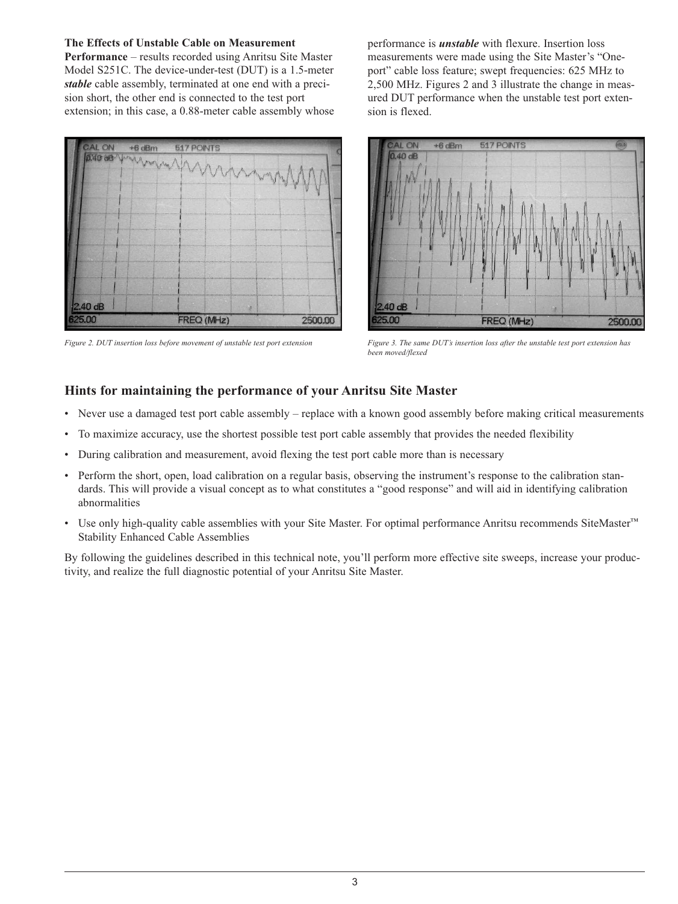**The Effects of Unstable Cable on Measurement Performance** – results recorded using Anritsu Site Master Model S251C. The device-under-test (DUT) is a 1.5-meter ***stable*** cable assembly, terminated at one end with a precision short, the other end is connected to the test port extension; in this case, a 0.88-meter cable assembly whose performance is ***unstable*** with flexure. Insertion loss measurements were made using the Site Master's "One-port" cable loss feature; swept frequencies: 625 MHz to 2,500 MHz. Figures 2 and 3 illustrate the change in measured DUT performance when the unstable test port extension is flexed.

*Figure 2. DUT insertion loss before movement of unstable test port extension*

*Figure 3. The same DUT's insertion loss after the unstable test port extension has been moved/flexed*

## Hints for maintaining the performance of your Anritsu Site Master

- Never use a damaged test port cable assembly – replace with a known good assembly before making critical measurements
- To maximize accuracy, use the shortest possible test port cable assembly that provides the needed flexibility
- During calibration and measurement, avoid flexing the test port cable more than is necessary
- Perform the short, open, load calibration on a regular basis, observing the instrument's response to the calibration standards. This will provide a visual concept as to what constitutes a "good response" and will aid in identifying calibration abnormalities
- Use only high-quality cable assemblies with your Site Master. For optimal performance Anritsu recommends SiteMaster™ Stability Enhanced Cable Assemblies

By following the guidelines described in this technical note, you'll perform more effective site sweeps, increase your productivity, and realize the full diagnostic potential of your Anritsu Site Master.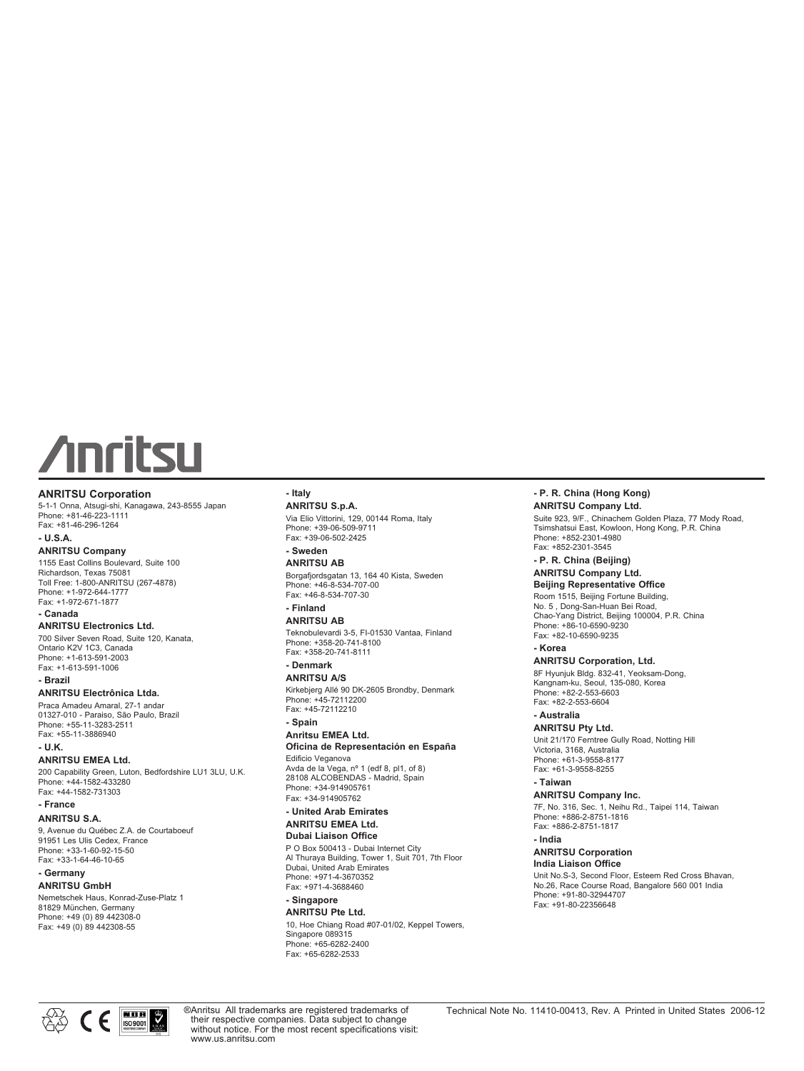# Anritsu

**ANRITSU Corporation**
5-1-1 Onna, Atsugi-shi, Kanagawa, 243-8555 Japan
Phone: +81-46-223-1111
Fax: +81-46-296-1264

**- U.S.A.**

**ANRITSU Company**
1155 East Collins Boulevard, Suite 100
Richardson, Texas 75081
Toll Free: 1-800-ANRITSU (267-4878)
Phone: +1-972-644-1777
Fax: +1-972-671-1877

**- Canada**

**ANRITSU Electronics Ltd.**
700 Silver Seven Road, Suite 120, Kanata,
Ontario K2V 1C3, Canada
Phone: +1-613-591-2003
Fax: +1-613-591-1006

**- Brazil**

**ANRITSU Electrônica Ltda.**
Praca Amadeu Amaral, 27-1 andar
01327-010 - Paraiso, São Paulo, Brazil
Phone: +55-11-3283-2511
Fax: +55-11-3886940

**- U.K.**

**ANRITSU EMEA Ltd.**
200 Capability Green, Luton, Bedfordshire LU1 3LU, U.K.
Phone: +44-1582-433280
Fax: +44-1582-731303

**- France**

**ANRITSU S.A.**
9, Avenue du Québec Z.A. de Courtaboeuf
91951 Les Ulis Cedex, France
Phone: +33-1-60-92-15-50
Fax: +33-1-64-46-10-65

**- Germany**

**ANRITSU GmbH**
Nemetschek Haus, Konrad-Zuse-Platz 1
81829 München, Germany
Phone: +49 (0) 89 442308-0
Fax: +49 (0) 89 442308-55

**- Italy**

**ANRITSU S.p.A.**
Via Elio Vittorini, 129, 00144 Roma, Italy
Phone: +39-06-509-9711
Fax: +39-06-502-2425

**- Sweden**

**ANRITSU AB**
Borgafjordsgatan 13, 164 40 Kista, Sweden
Phone: +46-8-534-707-00
Fax: +46-8-534-707-30

**- Finland**

**ANRITSU AB**
Teknobulevardi 3-5, FI-01530 Vantaa, Finland
Phone: +358-20-741-8100
Fax: +358-20-741-8111

**- Denmark**

**ANRITSU A/S**
Kirkebjerg Allé 90 DK-2605 Brondby, Denmark
Phone: +45-72112200
Fax: +45-72112210

**- Spain**

**Anritsu EMEA Ltd.**
**Oficina de Representación en España**
Edificio Veganova
Avda de la Vega, nº 1 (edf 8, pl1, of 8)
28108 ALCOBENDAS - Madrid, Spain
Phone: +34-914905761
Fax: +34-914905762

**- United Arab Emirates**

**ANRITSU EMEA Ltd.**
**Dubai Liaison Office**
P O Box 500413 - Dubai Internet City
Al Thuraya Building, Tower 1, Suit 701, 7th Floor
Dubai, United Arab Emirates
Phone: +971-4-3670352
Fax: +971-4-3688460

**- Singapore**

**ANRITSU Pte Ltd.**
10, Hoe Chiang Road #07-01/02, Keppel Towers,
Singapore 089315
Phone: +65-6282-2400
Fax: +65-6282-2533

**- P. R. China (Hong Kong)**

**ANRITSU Company Ltd.**
Suite 923, 9/F., Chinachem Golden Plaza, 77 Mody Road,
Tsimshatsui East, Kowloon, Hong Kong, P.R. China
Phone: +852-2301-4980
Fax: +852-2301-3545

**- P. R. China (Beijing)**

**ANRITSU Company Ltd.**
**Beijing Representative Office**
Room 1515, Beijing Fortune Building,
No. 5 , Dong-San-Huan Bei Road,
Chao-Yang District, Beijing 100004, P.R. China
Phone: +86-10-6590-9230
Fax: +82-10-6590-9235

**- Korea**

**ANRITSU Corporation, Ltd.**
8F Hyunjuk Bldg. 832-41, Yeoksam-Dong,
Kangnam-ku, Seoul, 135-080, Korea
Phone: +82-2-553-6603
Fax: +82-2-553-6604

**- Australia**

**ANRITSU Pty Ltd.**
Unit 21/170 Ferntree Gully Road, Notting Hill
Victoria, 3168, Australia
Phone: +61-3-9558-8177
Fax: +61-3-9558-8255

**- Taiwan**

**ANRITSU Company Inc.**
7F, No. 316, Sec. 1, Neihu Rd., Taipei 114, Taiwan
Phone: +886-2-8751-1816
Fax: +886-2-8751-1817

**- India**

**ANRITSU Corporation**
**India Liaison Office**
Unit No.S-3, Second Floor, Esteem Red Cross Bhavan,
No.26, Race Course Road, Bangalore 560 001 India
Phone: +91-80-32944707
Fax: +91-80-22356648

®Anritsu All trademarks are registered trademarks of their respective companies. Data subject to change without notice. For the most recent specifications visit: www.us.anritsu.com

Technical Note No. 11410-00413, Rev. A Printed in United States 2006-12